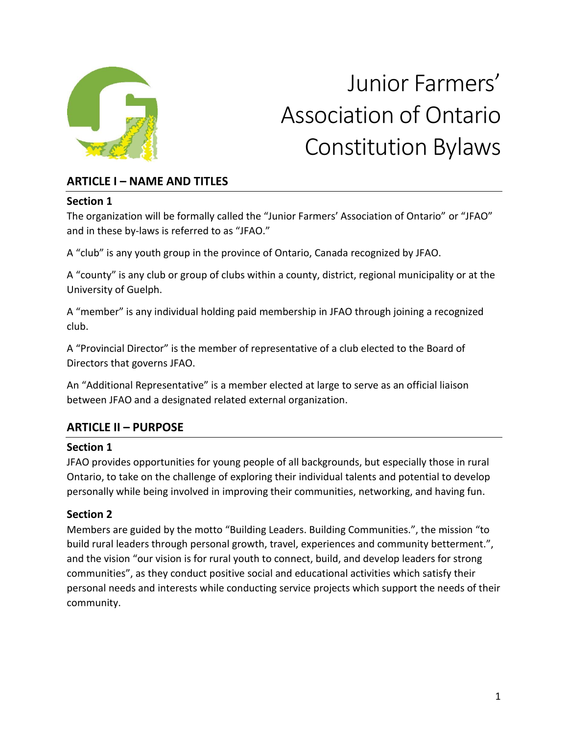# Junior Farmers' Association of Ontario Constitution Bylaws

## ARTICLE I – NAME AND TITLES

### Section 1

The organization will be formally called the "Junior Farmers' Association of Ontario" or "JFAO" and in these by-laws is referred to as "JFAO."

A "club" is any youth group in the province of Ontario, Canada recognized by JFAO.

A "county" is any club or group of clubs within a county, district, regional municipality or at the University of Guelph.

A "member" is any individual holding paid membership in JFAO through joining a recognized club.

A "Provincial Director" is the member of representative of a club elected to the Board of Directors that governs JFAO.

An "Additional Representative" is a member elected at large to serve as an official liaison between JFAO and a designated related external organization.

## ARTICLE II – PURPOSE

### Section 1

JFAO provides opportunities for young people of all backgrounds, but especially those in rural Ontario, to take on the challenge of exploring their individual talents and potential to develop personally while being involved in improving their communities, networking, and having fun.

### Section 2

Members are guided by the motto "Building Leaders. Building Communities.", the mission "to build rural leaders through personal growth, travel, experiences and community betterment.", and the vision "our vision is for rural youth to connect, build, and develop leaders for strong communities", as they conduct positive social and educational activities which satisfy their personal needs and interests while conducting service projects which support the needs of their community.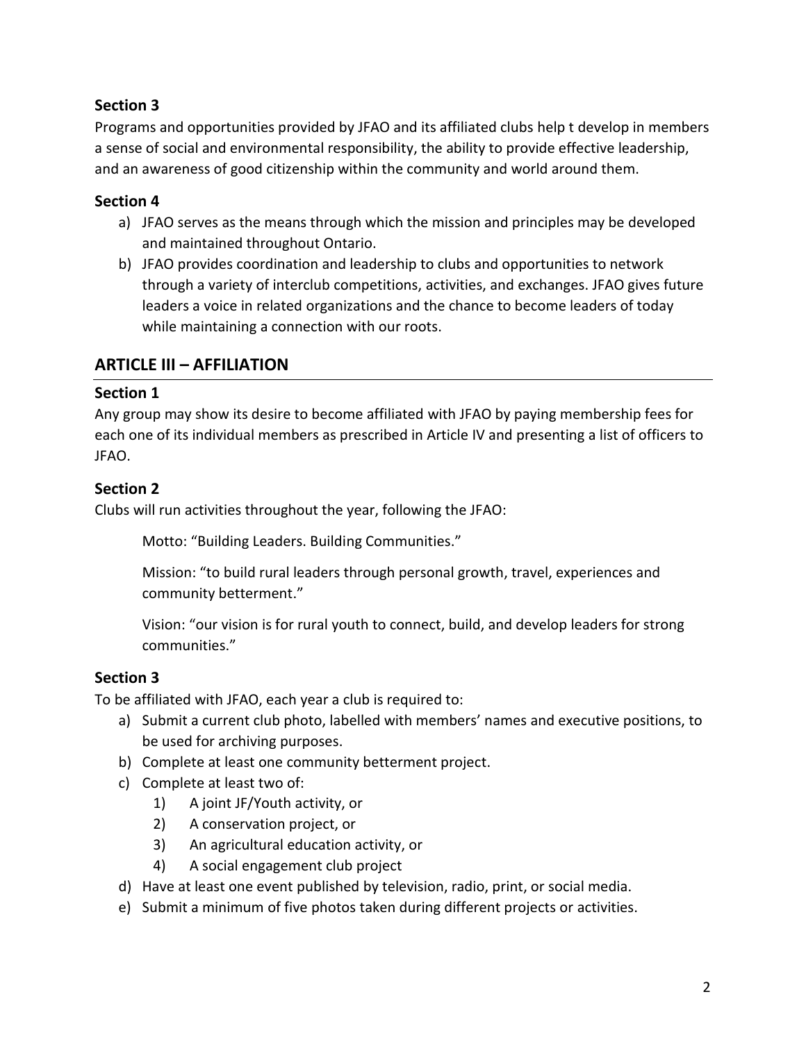### Section 3

Programs and opportunities provided by JFAO and its affiliated clubs help t develop in members a sense of social and environmental responsibility, the ability to provide effective leadership, and an awareness of good citizenship within the community and world around them.

### Section 4

a) JFAO serves as the means through which the mission and principles may be developed and maintained throughout Ontario.

b) JFAO provides coordination and leadership to clubs and opportunities to network through a variety of interclub competitions, activities, and exchanges. JFAO gives future leaders a voice in related organizations and the chance to become leaders of today while maintaining a connection with our roots.

## ARTICLE III – AFFILIATION

### Section 1

Any group may show its desire to become affiliated with JFAO by paying membership fees for each one of its individual members as prescribed in Article IV and presenting a list of officers to JFAO.

### Section 2

Clubs will run activities throughout the year, following the JFAO:

Motto: "Building Leaders. Building Communities."

Mission: "to build rural leaders through personal growth, travel, experiences and community betterment."

Vision: "our vision is for rural youth to connect, build, and develop leaders for strong communities."

### Section 3

To be affiliated with JFAO, each year a club is required to:

a) Submit a current club photo, labelled with members' names and executive positions, to be used for archiving purposes.

b) Complete at least one community betterment project.

c) Complete at least two of:
   1) A joint JF/Youth activity, or
   2) A conservation project, or
   3) An agricultural education activity, or
   4) A social engagement club project

d) Have at least one event published by television, radio, print, or social media.

e) Submit a minimum of five photos taken during different projects or activities.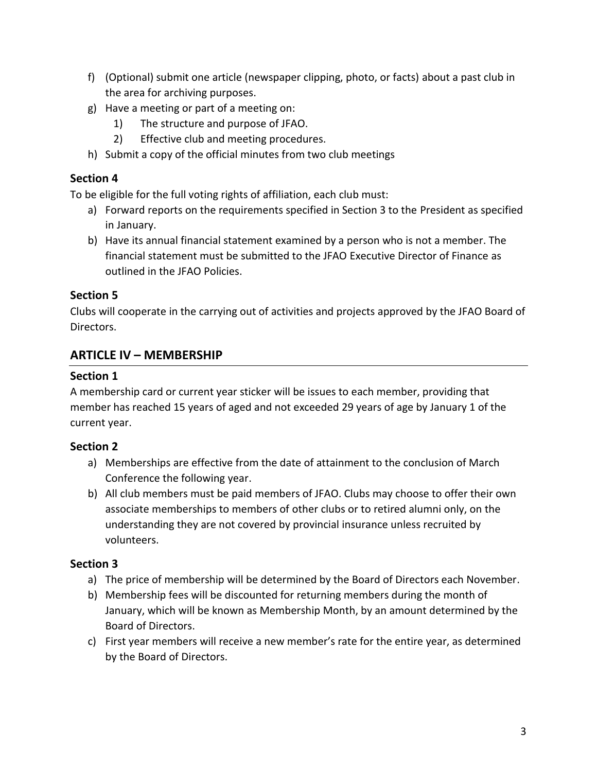f) (Optional) submit one article (newspaper clipping, photo, or facts) about a past club in the area for archiving purposes.
g) Have a meeting or part of a meeting on:
    1) The structure and purpose of JFAO.
    2) Effective club and meeting procedures.
h) Submit a copy of the official minutes from two club meetings

### Section 4

To be eligible for the full voting rights of affiliation, each club must:

a) Forward reports on the requirements specified in Section 3 to the President as specified in January.
b) Have its annual financial statement examined by a person who is not a member. The financial statement must be submitted to the JFAO Executive Director of Finance as outlined in the JFAO Policies.

### Section 5

Clubs will cooperate in the carrying out of activities and projects approved by the JFAO Board of Directors.

## ARTICLE IV – MEMBERSHIP

### Section 1

A membership card or current year sticker will be issues to each member, providing that member has reached 15 years of aged and not exceeded 29 years of age by January 1 of the current year.

### Section 2

a) Memberships are effective from the date of attainment to the conclusion of March Conference the following year.
b) All club members must be paid members of JFAO. Clubs may choose to offer their own associate memberships to members of other clubs or to retired alumni only, on the understanding they are not covered by provincial insurance unless recruited by volunteers.

### Section 3

a) The price of membership will be determined by the Board of Directors each November.
b) Membership fees will be discounted for returning members during the month of January, which will be known as Membership Month, by an amount determined by the Board of Directors.
c) First year members will receive a new member's rate for the entire year, as determined by the Board of Directors.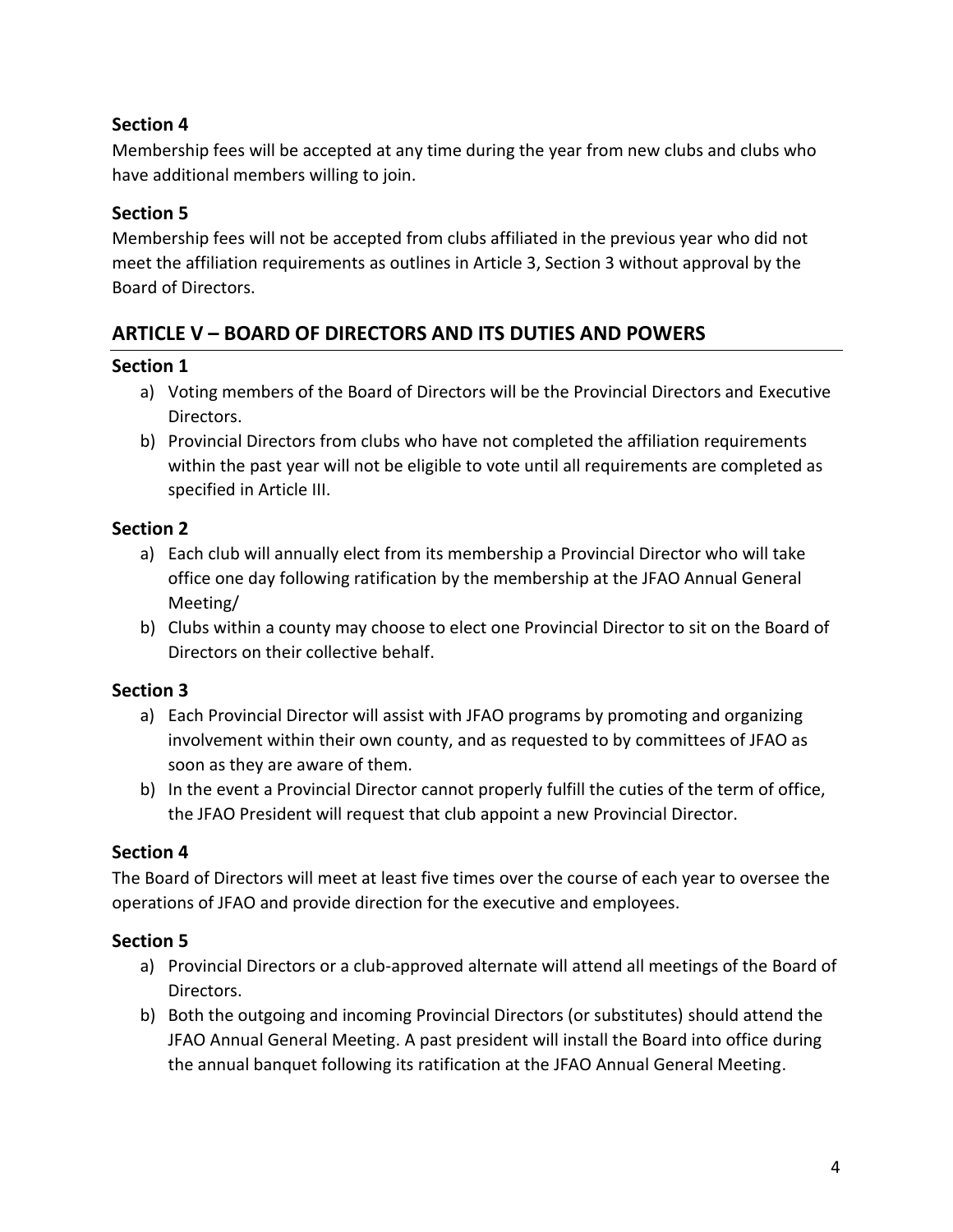### Section 4

Membership fees will be accepted at any time during the year from new clubs and clubs who have additional members willing to join.

### Section 5

Membership fees will not be accepted from clubs affiliated in the previous year who did not meet the affiliation requirements as outlines in Article 3, Section 3 without approval by the Board of Directors.

## ARTICLE V – BOARD OF DIRECTORS AND ITS DUTIES AND POWERS

### Section 1

a) Voting members of the Board of Directors will be the Provincial Directors and Executive Directors.
b) Provincial Directors from clubs who have not completed the affiliation requirements within the past year will not be eligible to vote until all requirements are completed as specified in Article III.

### Section 2

a) Each club will annually elect from its membership a Provincial Director who will take office one day following ratification by the membership at the JFAO Annual General Meeting/
b) Clubs within a county may choose to elect one Provincial Director to sit on the Board of Directors on their collective behalf.

### Section 3

a) Each Provincial Director will assist with JFAO programs by promoting and organizing involvement within their own county, and as requested to by committees of JFAO as soon as they are aware of them.
b) In the event a Provincial Director cannot properly fulfill the cuties of the term of office, the JFAO President will request that club appoint a new Provincial Director.

### Section 4

The Board of Directors will meet at least five times over the course of each year to oversee the operations of JFAO and provide direction for the executive and employees.

### Section 5

a) Provincial Directors or a club-approved alternate will attend all meetings of the Board of Directors.
b) Both the outgoing and incoming Provincial Directors (or substitutes) should attend the JFAO Annual General Meeting. A past president will install the Board into office during the annual banquet following its ratification at the JFAO Annual General Meeting.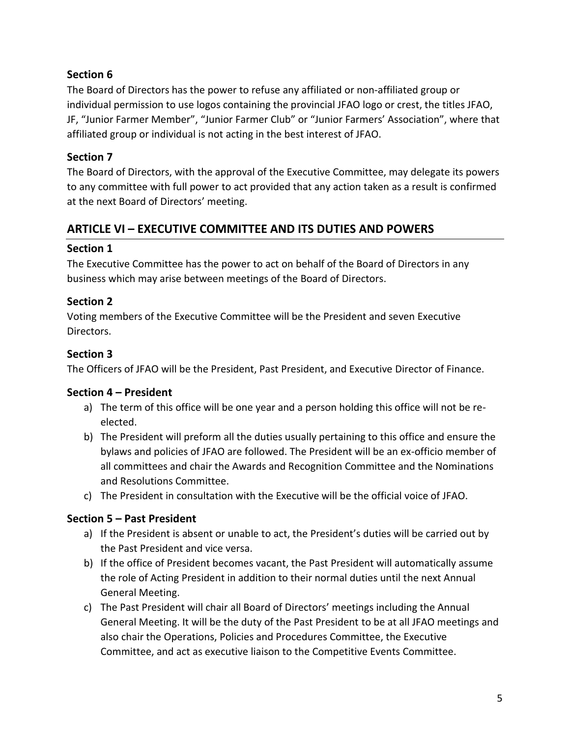### Section 6

The Board of Directors has the power to refuse any affiliated or non-affiliated group or individual permission to use logos containing the provincial JFAO logo or crest, the titles JFAO, JF, "Junior Farmer Member", "Junior Farmer Club" or "Junior Farmers' Association", where that affiliated group or individual is not acting in the best interest of JFAO.

### Section 7

The Board of Directors, with the approval of the Executive Committee, may delegate its powers to any committee with full power to act provided that any action taken as a result is confirmed at the next Board of Directors' meeting.

## ARTICLE VI – EXECUTIVE COMMITTEE AND ITS DUTIES AND POWERS

### Section 1

The Executive Committee has the power to act on behalf of the Board of Directors in any business which may arise between meetings of the Board of Directors.

### Section 2

Voting members of the Executive Committee will be the President and seven Executive Directors.

### Section 3

The Officers of JFAO will be the President, Past President, and Executive Director of Finance.

### Section 4 – President

a) The term of this office will be one year and a person holding this office will not be re-elected.
b) The President will preform all the duties usually pertaining to this office and ensure the bylaws and policies of JFAO are followed. The President will be an ex-officio member of all committees and chair the Awards and Recognition Committee and the Nominations and Resolutions Committee.
c) The President in consultation with the Executive will be the official voice of JFAO.

### Section 5 – Past President

a) If the President is absent or unable to act, the President's duties will be carried out by the Past President and vice versa.
b) If the office of President becomes vacant, the Past President will automatically assume the role of Acting President in addition to their normal duties until the next Annual General Meeting.
c) The Past President will chair all Board of Directors' meetings including the Annual General Meeting. It will be the duty of the Past President to be at all JFAO meetings and also chair the Operations, Policies and Procedures Committee, the Executive Committee, and act as executive liaison to the Competitive Events Committee.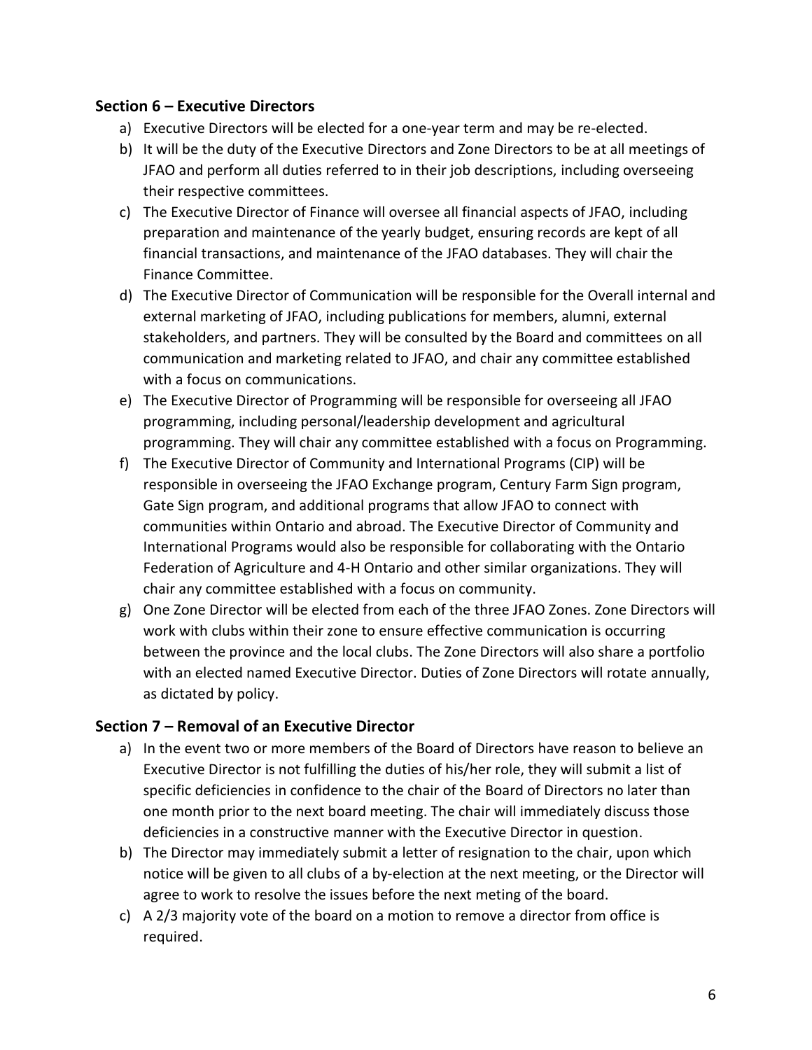### Section 6 – Executive Directors

a) Executive Directors will be elected for a one-year term and may be re-elected.
b) It will be the duty of the Executive Directors and Zone Directors to be at all meetings of JFAO and perform all duties referred to in their job descriptions, including overseeing their respective committees.
c) The Executive Director of Finance will oversee all financial aspects of JFAO, including preparation and maintenance of the yearly budget, ensuring records are kept of all financial transactions, and maintenance of the JFAO databases. They will chair the Finance Committee.
d) The Executive Director of Communication will be responsible for the Overall internal and external marketing of JFAO, including publications for members, alumni, external stakeholders, and partners. They will be consulted by the Board and committees on all communication and marketing related to JFAO, and chair any committee established with a focus on communications.
e) The Executive Director of Programming will be responsible for overseeing all JFAO programming, including personal/leadership development and agricultural programming. They will chair any committee established with a focus on Programming.
f) The Executive Director of Community and International Programs (CIP) will be responsible in overseeing the JFAO Exchange program, Century Farm Sign program, Gate Sign program, and additional programs that allow JFAO to connect with communities within Ontario and abroad. The Executive Director of Community and International Programs would also be responsible for collaborating with the Ontario Federation of Agriculture and 4-H Ontario and other similar organizations. They will chair any committee established with a focus on community.
g) One Zone Director will be elected from each of the three JFAO Zones. Zone Directors will work with clubs within their zone to ensure effective communication is occurring between the province and the local clubs. The Zone Directors will also share a portfolio with an elected named Executive Director. Duties of Zone Directors will rotate annually, as dictated by policy.

### Section 7 – Removal of an Executive Director

a) In the event two or more members of the Board of Directors have reason to believe an Executive Director is not fulfilling the duties of his/her role, they will submit a list of specific deficiencies in confidence to the chair of the Board of Directors no later than one month prior to the next board meeting. The chair will immediately discuss those deficiencies in a constructive manner with the Executive Director in question.
b) The Director may immediately submit a letter of resignation to the chair, upon which notice will be given to all clubs of a by-election at the next meeting, or the Director will agree to work to resolve the issues before the next meting of the board.
c) A 2/3 majority vote of the board on a motion to remove a director from office is required.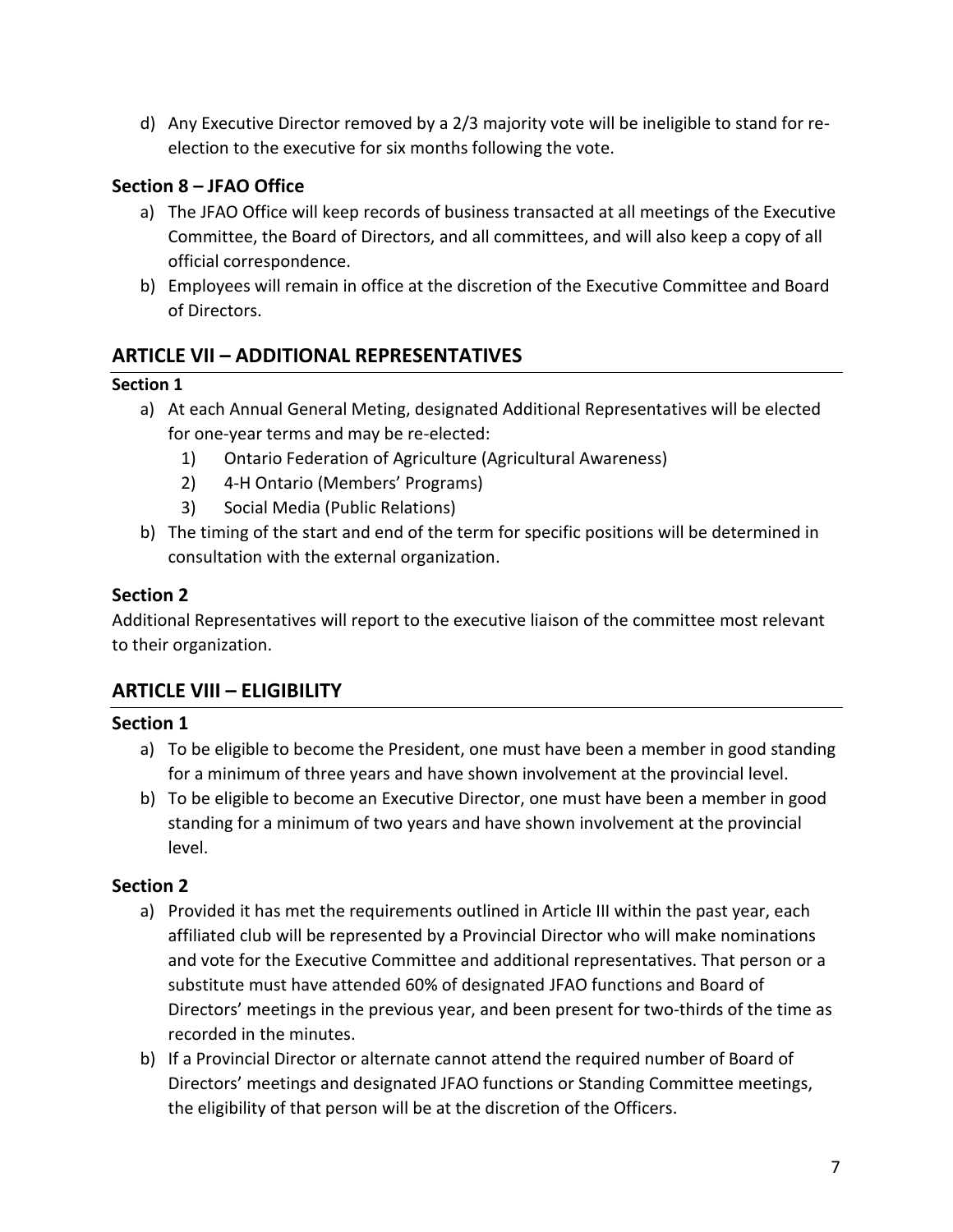d) Any Executive Director removed by a 2/3 majority vote will be ineligible to stand for re-election to the executive for six months following the vote.

### Section 8 – JFAO Office

a) The JFAO Office will keep records of business transacted at all meetings of the Executive Committee, the Board of Directors, and all committees, and will also keep a copy of all official correspondence.
b) Employees will remain in office at the discretion of the Executive Committee and Board of Directors.

## ARTICLE VII – ADDITIONAL REPRESENTATIVES

### Section 1

a) At each Annual General Meting, designated Additional Representatives will be elected for one-year terms and may be re-elected:
    1) Ontario Federation of Agriculture (Agricultural Awareness)
    2) 4-H Ontario (Members' Programs)
    3) Social Media (Public Relations)
b) The timing of the start and end of the term for specific positions will be determined in consultation with the external organization.

### Section 2

Additional Representatives will report to the executive liaison of the committee most relevant to their organization.

## ARTICLE VIII – ELIGIBILITY

### Section 1

a) To be eligible to become the President, one must have been a member in good standing for a minimum of three years and have shown involvement at the provincial level.
b) To be eligible to become an Executive Director, one must have been a member in good standing for a minimum of two years and have shown involvement at the provincial level.

### Section 2

a) Provided it has met the requirements outlined in Article III within the past year, each affiliated club will be represented by a Provincial Director who will make nominations and vote for the Executive Committee and additional representatives. That person or a substitute must have attended 60% of designated JFAO functions and Board of Directors' meetings in the previous year, and been present for two-thirds of the time as recorded in the minutes.
b) If a Provincial Director or alternate cannot attend the required number of Board of Directors' meetings and designated JFAO functions or Standing Committee meetings, the eligibility of that person will be at the discretion of the Officers.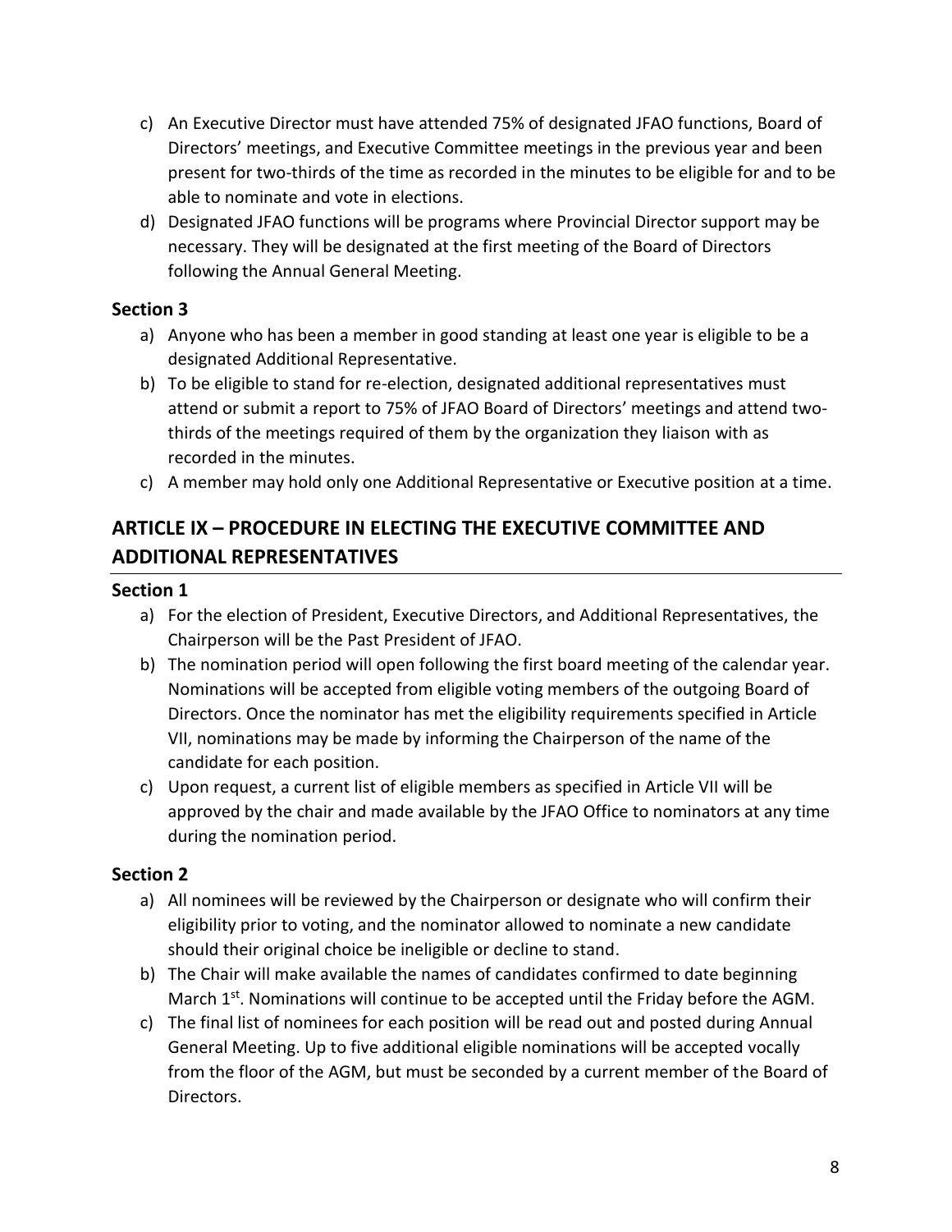c) An Executive Director must have attended 75% of designated JFAO functions, Board of Directors' meetings, and Executive Committee meetings in the previous year and been present for two-thirds of the time as recorded in the minutes to be eligible for and to be able to nominate and vote in elections.

d) Designated JFAO functions will be programs where Provincial Director support may be necessary. They will be designated at the first meeting of the Board of Directors following the Annual General Meeting.

### Section 3

a) Anyone who has been a member in good standing at least one year is eligible to be a designated Additional Representative.

b) To be eligible to stand for re-election, designated additional representatives must attend or submit a report to 75% of JFAO Board of Directors' meetings and attend two-thirds of the meetings required of them by the organization they liaison with as recorded in the minutes.

c) A member may hold only one Additional Representative or Executive position at a time.

## ARTICLE IX – PROCEDURE IN ELECTING THE EXECUTIVE COMMITTEE AND ADDITIONAL REPRESENTATIVES

### Section 1

a) For the election of President, Executive Directors, and Additional Representatives, the Chairperson will be the Past President of JFAO.

b) The nomination period will open following the first board meeting of the calendar year. Nominations will be accepted from eligible voting members of the outgoing Board of Directors. Once the nominator has met the eligibility requirements specified in Article VII, nominations may be made by informing the Chairperson of the name of the candidate for each position.

c) Upon request, a current list of eligible members as specified in Article VII will be approved by the chair and made available by the JFAO Office to nominators at any time during the nomination period.

### Section 2

a) All nominees will be reviewed by the Chairperson or designate who will confirm their eligibility prior to voting, and the nominator allowed to nominate a new candidate should their original choice be ineligible or decline to stand.

b) The Chair will make available the names of candidates confirmed to date beginning March 1st. Nominations will continue to be accepted until the Friday before the AGM.

c) The final list of nominees for each position will be read out and posted during Annual General Meeting. Up to five additional eligible nominations will be accepted vocally from the floor of the AGM, but must be seconded by a current member of the Board of Directors.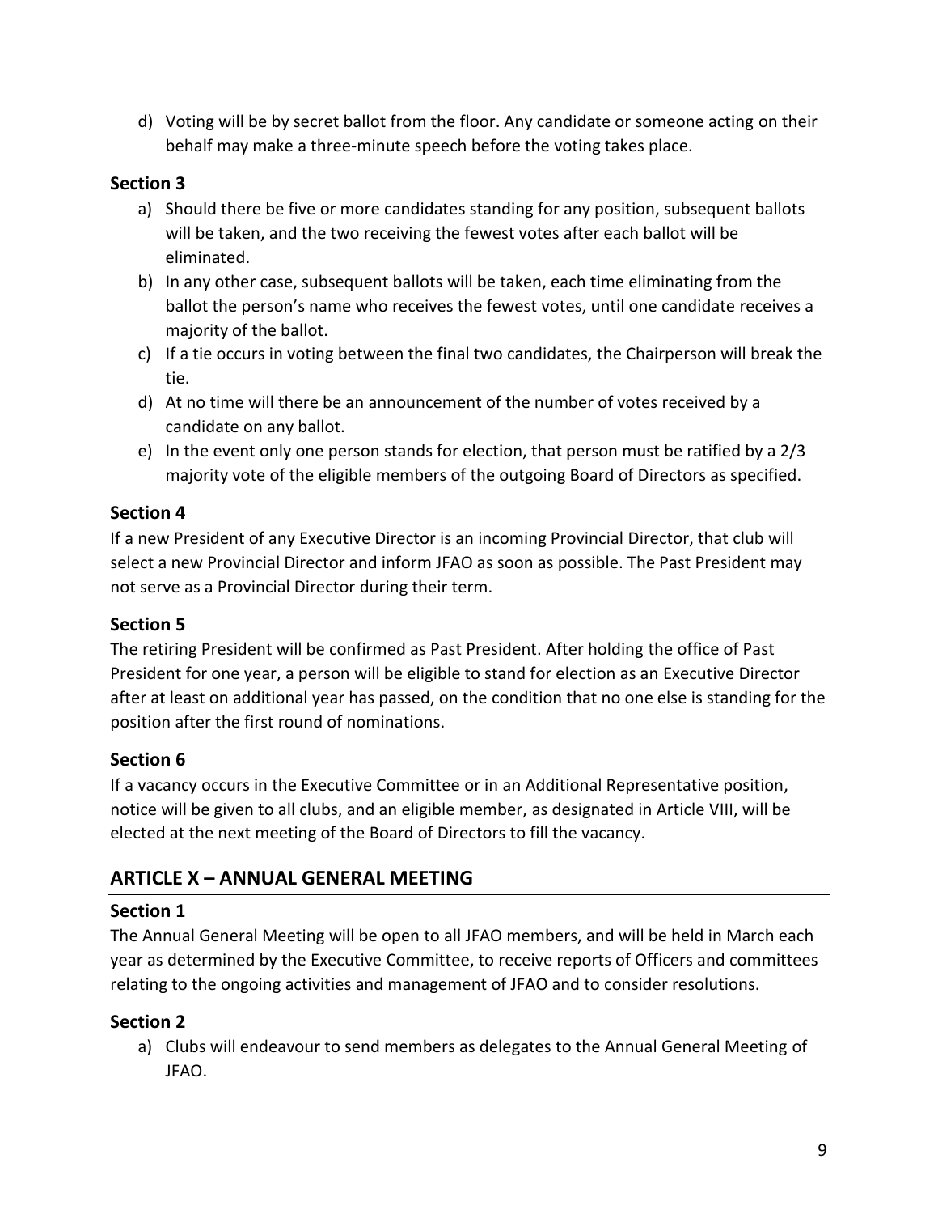d) Voting will be by secret ballot from the floor. Any candidate or someone acting on their behalf may make a three-minute speech before the voting takes place.

### Section 3

a) Should there be five or more candidates standing for any position, subsequent ballots will be taken, and the two receiving the fewest votes after each ballot will be eliminated.
b) In any other case, subsequent ballots will be taken, each time eliminating from the ballot the person's name who receives the fewest votes, until one candidate receives a majority of the ballot.
c) If a tie occurs in voting between the final two candidates, the Chairperson will break the tie.
d) At no time will there be an announcement of the number of votes received by a candidate on any ballot.
e) In the event only one person stands for election, that person must be ratified by a 2/3 majority vote of the eligible members of the outgoing Board of Directors as specified.

### Section 4

If a new President of any Executive Director is an incoming Provincial Director, that club will select a new Provincial Director and inform JFAO as soon as possible. The Past President may not serve as a Provincial Director during their term.

### Section 5

The retiring President will be confirmed as Past President. After holding the office of Past President for one year, a person will be eligible to stand for election as an Executive Director after at least on additional year has passed, on the condition that no one else is standing for the position after the first round of nominations.

### Section 6

If a vacancy occurs in the Executive Committee or in an Additional Representative position, notice will be given to all clubs, and an eligible member, as designated in Article VIII, will be elected at the next meeting of the Board of Directors to fill the vacancy.

## ARTICLE X – ANNUAL GENERAL MEETING

### Section 1

The Annual General Meeting will be open to all JFAO members, and will be held in March each year as determined by the Executive Committee, to receive reports of Officers and committees relating to the ongoing activities and management of JFAO and to consider resolutions.

### Section 2

a) Clubs will endeavour to send members as delegates to the Annual General Meeting of JFAO.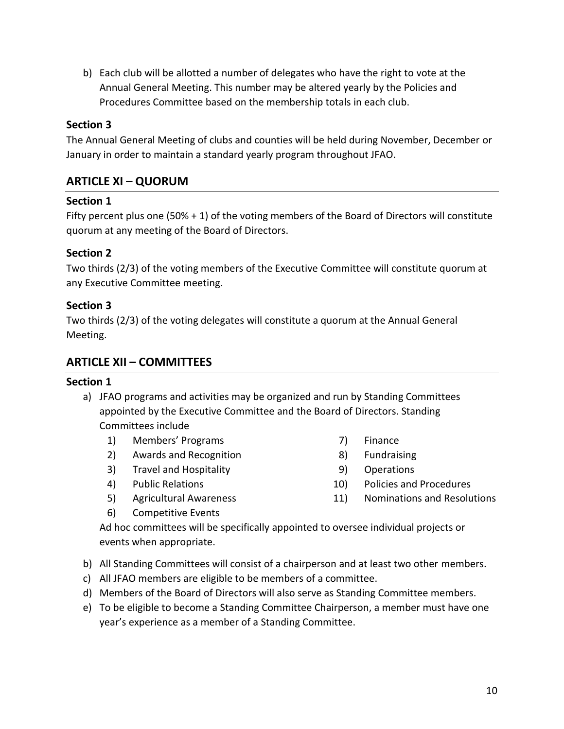b) Each club will be allotted a number of delegates who have the right to vote at the Annual General Meeting. This number may be altered yearly by the Policies and Procedures Committee based on the membership totals in each club.

### Section 3

The Annual General Meeting of clubs and counties will be held during November, December or January in order to maintain a standard yearly program throughout JFAO.

## ARTICLE XI – QUORUM

### Section 1

Fifty percent plus one (50% + 1) of the voting members of the Board of Directors will constitute quorum at any meeting of the Board of Directors.

### Section 2

Two thirds (2/3) of the voting members of the Executive Committee will constitute quorum at any Executive Committee meeting.

### Section 3

Two thirds (2/3) of the voting delegates will constitute a quorum at the Annual General Meeting.

## ARTICLE XII – COMMITTEES

### Section 1

a) JFAO programs and activities may be organized and run by Standing Committees appointed by the Executive Committee and the Board of Directors. Standing Committees include

   1) Members' Programs
   2) Awards and Recognition
   3) Travel and Hospitality
   4) Public Relations
   5) Agricultural Awareness
   6) Competitive Events
   7) Finance
   8) Fundraising
   9) Operations
   10) Policies and Procedures
   11) Nominations and Resolutions

   Ad hoc committees will be specifically appointed to oversee individual projects or events when appropriate.

b) All Standing Committees will consist of a chairperson and at least two other members.

c) All JFAO members are eligible to be members of a committee.

d) Members of the Board of Directors will also serve as Standing Committee members.

e) To be eligible to become a Standing Committee Chairperson, a member must have one year's experience as a member of a Standing Committee.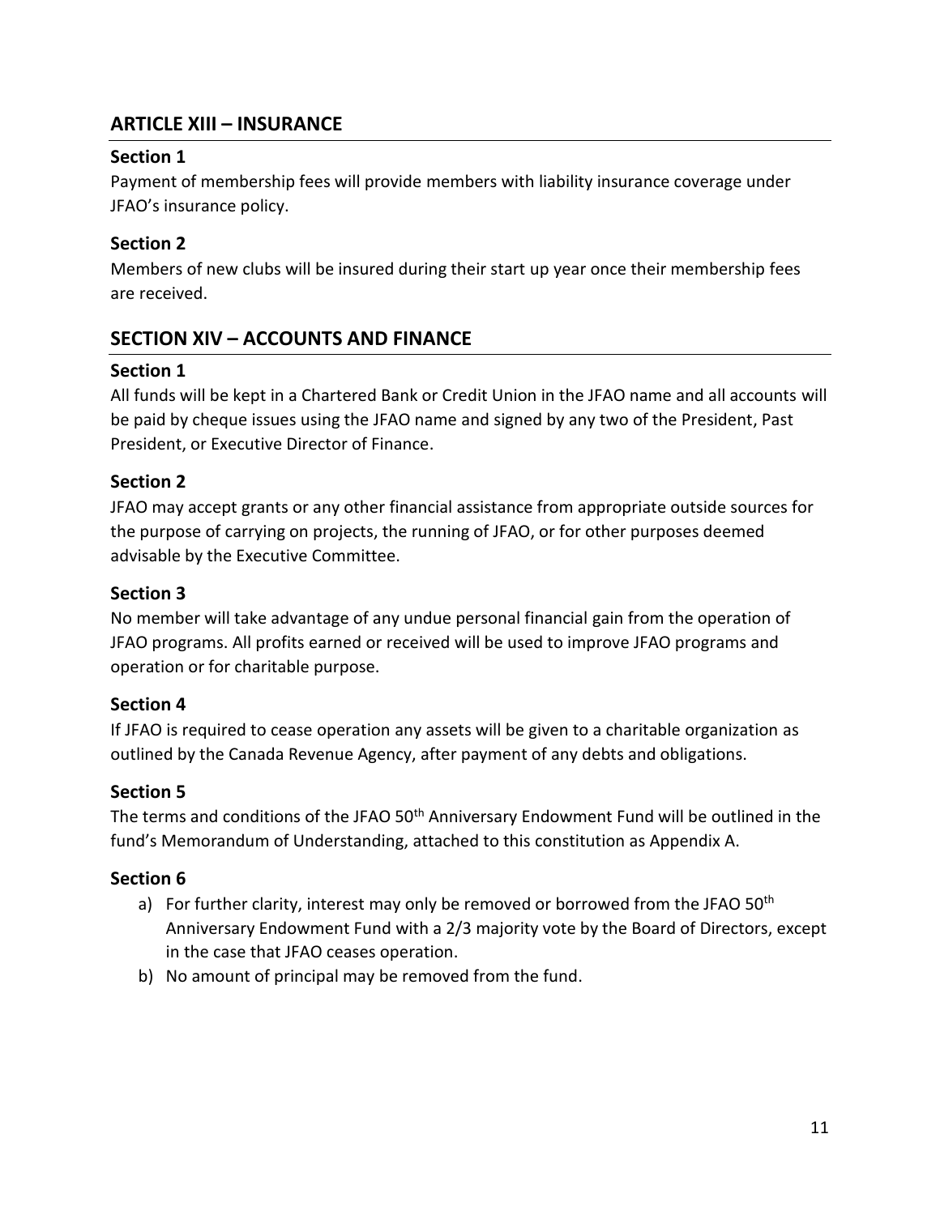## ARTICLE XIII – INSURANCE

### Section 1

Payment of membership fees will provide members with liability insurance coverage under JFAO's insurance policy.

### Section 2

Members of new clubs will be insured during their start up year once their membership fees are received.

## SECTION XIV – ACCOUNTS AND FINANCE

### Section 1

All funds will be kept in a Chartered Bank or Credit Union in the JFAO name and all accounts will be paid by cheque issues using the JFAO name and signed by any two of the President, Past President, or Executive Director of Finance.

### Section 2

JFAO may accept grants or any other financial assistance from appropriate outside sources for the purpose of carrying on projects, the running of JFAO, or for other purposes deemed advisable by the Executive Committee.

### Section 3

No member will take advantage of any undue personal financial gain from the operation of JFAO programs. All profits earned or received will be used to improve JFAO programs and operation or for charitable purpose.

### Section 4

If JFAO is required to cease operation any assets will be given to a charitable organization as outlined by the Canada Revenue Agency, after payment of any debts and obligations.

### Section 5

The terms and conditions of the JFAO 50th Anniversary Endowment Fund will be outlined in the fund's Memorandum of Understanding, attached to this constitution as Appendix A.

### Section 6

a) For further clarity, interest may only be removed or borrowed from the JFAO 50th Anniversary Endowment Fund with a 2/3 majority vote by the Board of Directors, except in the case that JFAO ceases operation.
b) No amount of principal may be removed from the fund.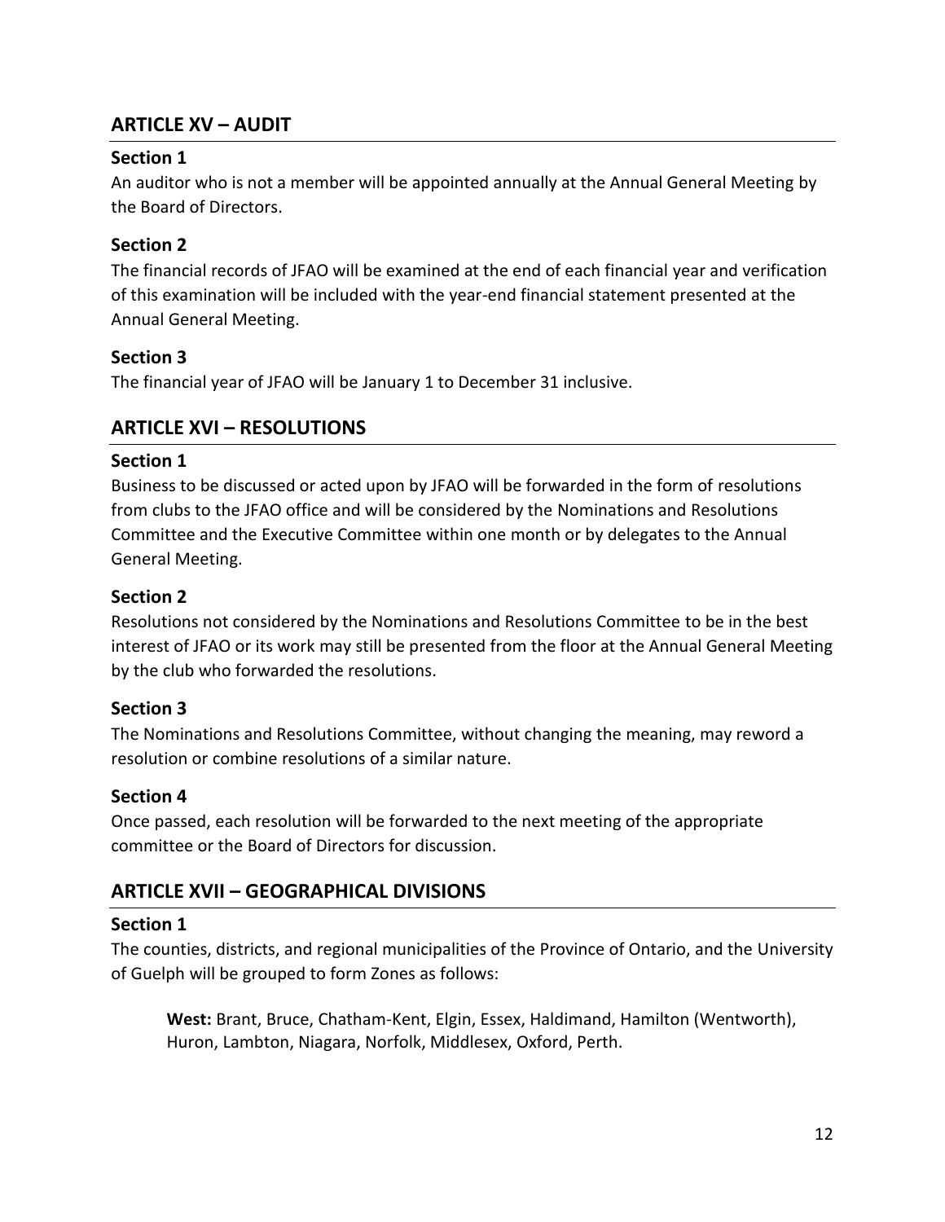## ARTICLE XV – AUDIT

### Section 1

An auditor who is not a member will be appointed annually at the Annual General Meeting by the Board of Directors.

### Section 2

The financial records of JFAO will be examined at the end of each financial year and verification of this examination will be included with the year-end financial statement presented at the Annual General Meeting.

### Section 3

The financial year of JFAO will be January 1 to December 31 inclusive.

## ARTICLE XVI – RESOLUTIONS

### Section 1

Business to be discussed or acted upon by JFAO will be forwarded in the form of resolutions from clubs to the JFAO office and will be considered by the Nominations and Resolutions Committee and the Executive Committee within one month or by delegates to the Annual General Meeting.

### Section 2

Resolutions not considered by the Nominations and Resolutions Committee to be in the best interest of JFAO or its work may still be presented from the floor at the Annual General Meeting by the club who forwarded the resolutions.

### Section 3

The Nominations and Resolutions Committee, without changing the meaning, may reword a resolution or combine resolutions of a similar nature.

### Section 4

Once passed, each resolution will be forwarded to the next meeting of the appropriate committee or the Board of Directors for discussion.

## ARTICLE XVII – GEOGRAPHICAL DIVISIONS

### Section 1

The counties, districts, and regional municipalities of the Province of Ontario, and the University of Guelph will be grouped to form Zones as follows:

> **West:** Brant, Bruce, Chatham-Kent, Elgin, Essex, Haldimand, Hamilton (Wentworth), Huron, Lambton, Niagara, Norfolk, Middlesex, Oxford, Perth.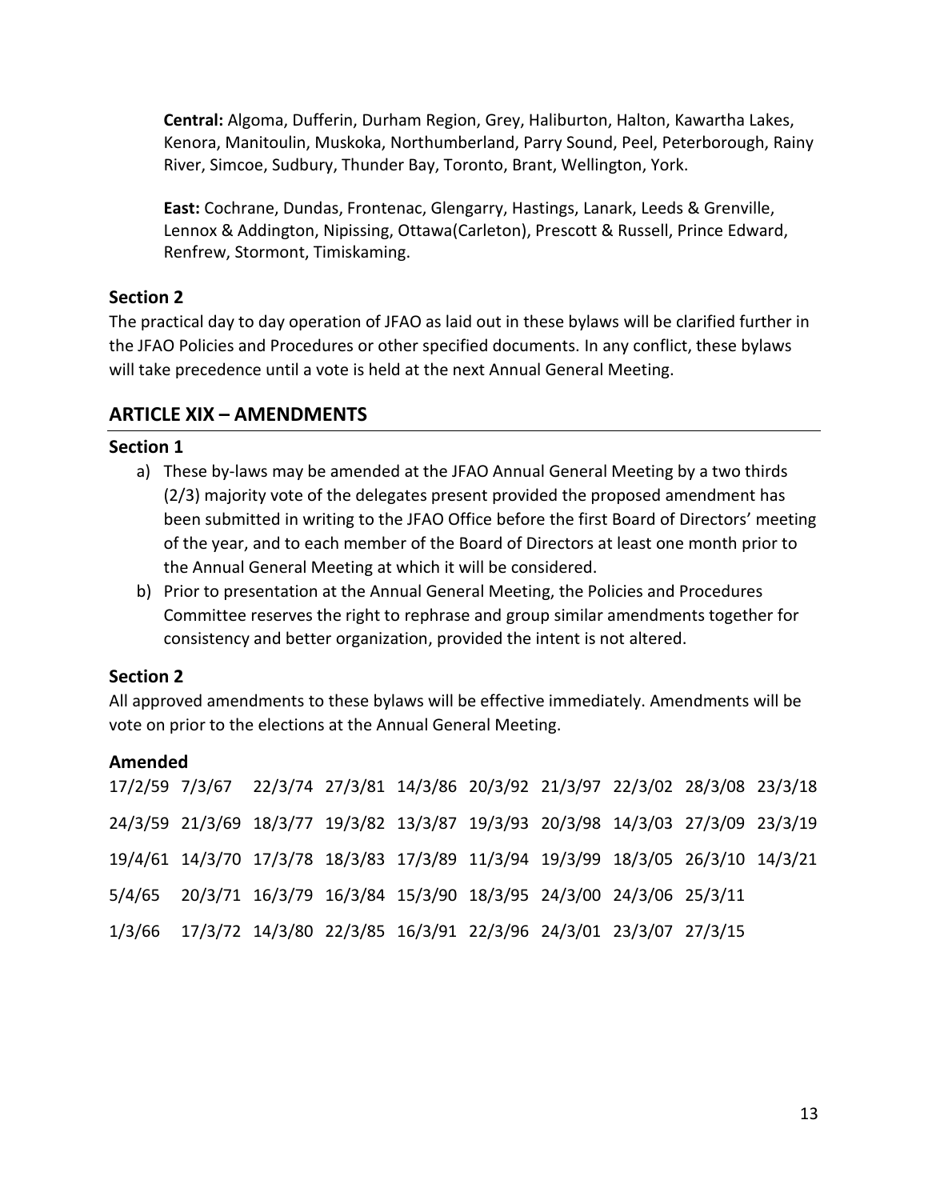**Central:** Algoma, Dufferin, Durham Region, Grey, Haliburton, Halton, Kawartha Lakes, Kenora, Manitoulin, Muskoka, Northumberland, Parry Sound, Peel, Peterborough, Rainy River, Simcoe, Sudbury, Thunder Bay, Toronto, Brant, Wellington, York.

**East:** Cochrane, Dundas, Frontenac, Glengarry, Hastings, Lanark, Leeds & Grenville, Lennox & Addington, Nipissing, Ottawa(Carleton), Prescott & Russell, Prince Edward, Renfrew, Stormont, Timiskaming.

### Section 2

The practical day to day operation of JFAO as laid out in these bylaws will be clarified further in the JFAO Policies and Procedures or other specified documents. In any conflict, these bylaws will take precedence until a vote is held at the next Annual General Meeting.

## ARTICLE XIX – AMENDMENTS

### Section 1

a) These by-laws may be amended at the JFAO Annual General Meeting by a two thirds (2/3) majority vote of the delegates present provided the proposed amendment has been submitted in writing to the JFAO Office before the first Board of Directors' meeting of the year, and to each member of the Board of Directors at least one month prior to the Annual General Meeting at which it will be considered.
b) Prior to presentation at the Annual General Meeting, the Policies and Procedures Committee reserves the right to rephrase and group similar amendments together for consistency and better organization, provided the intent is not altered.

### Section 2

All approved amendments to these bylaws will be effective immediately. Amendments will be vote on prior to the elections at the Annual General Meeting.

### Amended

| | | | | | | | | | |
|---|---|---|---|---|---|---|---|---|---|
| 17/2/59 | 7/3/67 | 22/3/74 | 27/3/81 | 14/3/86 | 20/3/92 | 21/3/97 | 22/3/02 | 28/3/08 | 23/3/18 |
| 24/3/59 | 21/3/69 | 18/3/77 | 19/3/82 | 13/3/87 | 19/3/93 | 20/3/98 | 14/3/03 | 27/3/09 | 23/3/19 |
| 19/4/61 | 14/3/70 | 17/3/78 | 18/3/83 | 17/3/89 | 11/3/94 | 19/3/99 | 18/3/05 | 26/3/10 | 14/3/21 |
| 5/4/65 | 20/3/71 | 16/3/79 | 16/3/84 | 15/3/90 | 18/3/95 | 24/3/00 | 24/3/06 | 25/3/11 | |
| 1/3/66 | 17/3/72 | 14/3/80 | 22/3/85 | 16/3/91 | 22/3/96 | 24/3/01 | 23/3/07 | 27/3/15 | |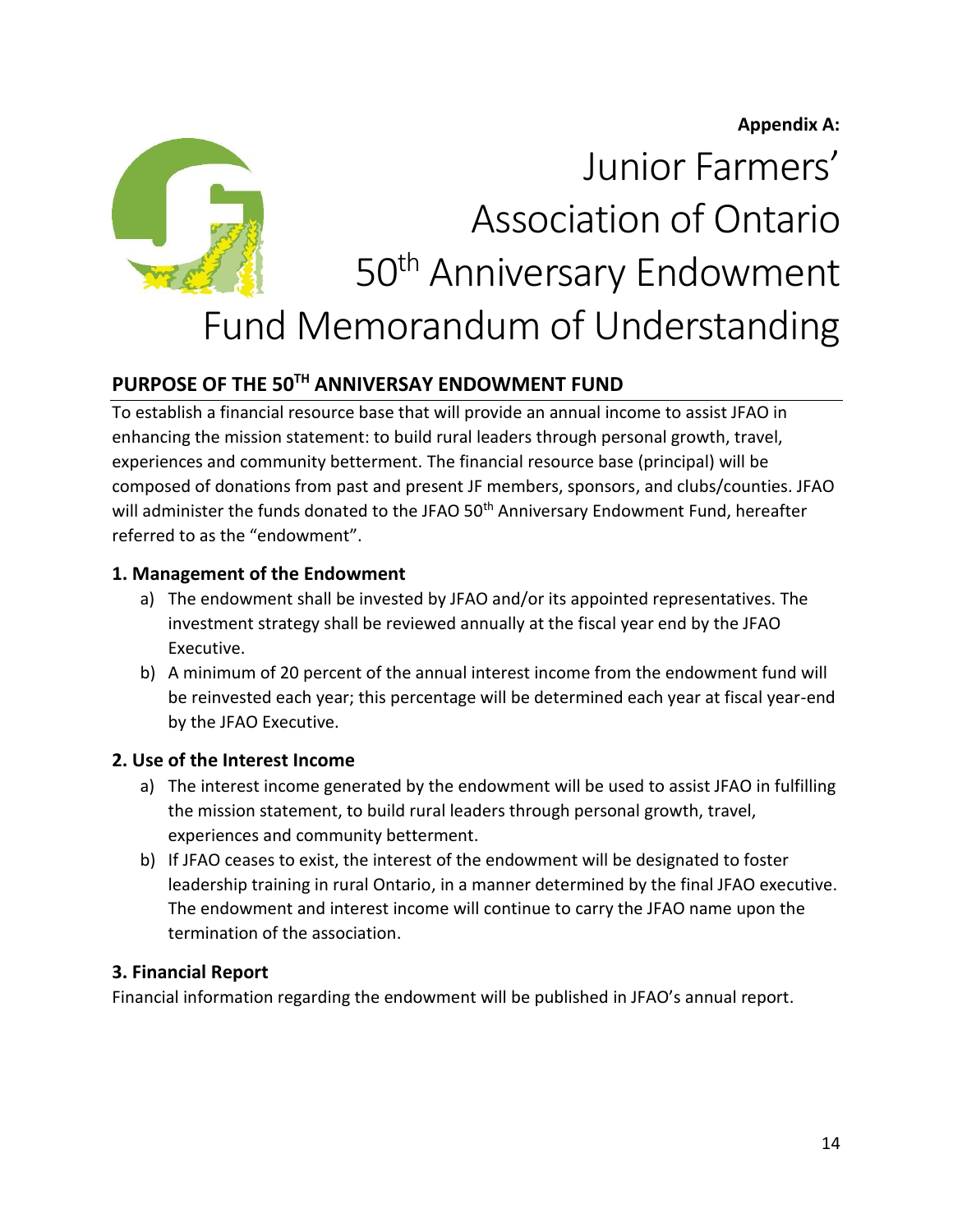**Appendix A:**

# Junior Farmers' Association of Ontario 50th Anniversary Endowment Fund Memorandum of Understanding

## PURPOSE OF THE 50TH ANNIVERSAY ENDOWMENT FUND

To establish a financial resource base that will provide an annual income to assist JFAO in enhancing the mission statement: to build rural leaders through personal growth, travel, experiences and community betterment. The financial resource base (principal) will be composed of donations from past and present JF members, sponsors, and clubs/counties. JFAO will administer the funds donated to the JFAO 50th Anniversary Endowment Fund, hereafter referred to as the "endowment".

### 1. Management of the Endowment

a) The endowment shall be invested by JFAO and/or its appointed representatives. The investment strategy shall be reviewed annually at the fiscal year end by the JFAO Executive.

b) A minimum of 20 percent of the annual interest income from the endowment fund will be reinvested each year; this percentage will be determined each year at fiscal year-end by the JFAO Executive.

### 2. Use of the Interest Income

a) The interest income generated by the endowment will be used to assist JFAO in fulfilling the mission statement, to build rural leaders through personal growth, travel, experiences and community betterment.

b) If JFAO ceases to exist, the interest of the endowment will be designated to foster leadership training in rural Ontario, in a manner determined by the final JFAO executive. The endowment and interest income will continue to carry the JFAO name upon the termination of the association.

### 3. Financial Report

Financial information regarding the endowment will be published in JFAO's annual report.